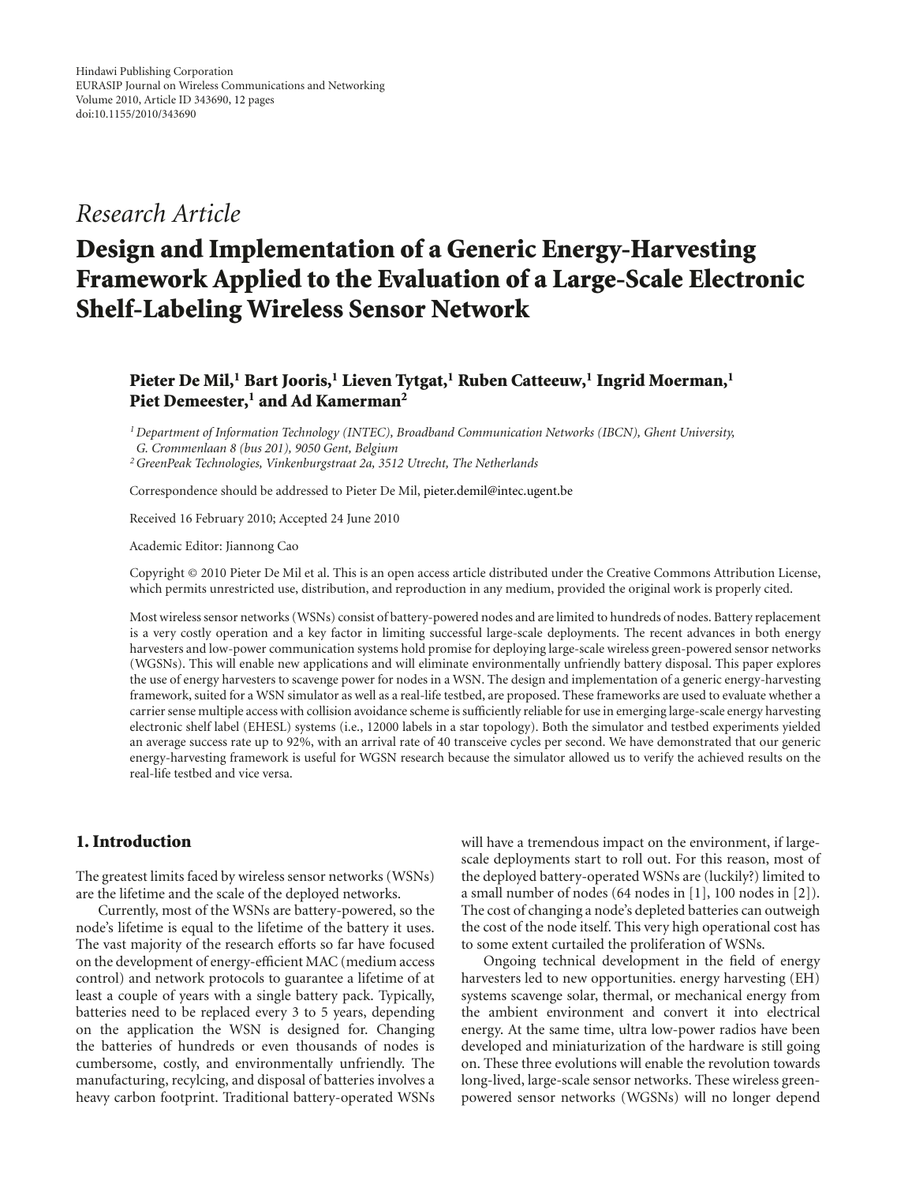Hindawi Publishing Corporation
EURASIP Journal on Wireless Communications and Networking
Volume 2010, Article ID 343690, 12 pages
doi:10.1155/2010/343690

*Research Article*

# Design and Implementation of a Generic Energy-Harvesting Framework Applied to the Evaluation of a Large-Scale Electronic Shelf-Labeling Wireless Sensor Network

**Pieter De Mil,[1] Bart Jooris,[1] Lieven Tytgat,[1] Ruben Catteeuw,[1] Ingrid Moerman,[1] Piet Demeester,[1] and Ad Kamerman[2]**

[1] *Department of Information Technology (INTEC), Broadband Communication Networks (IBCN), Ghent University, G. Crommenlaan 8 (bus 201), 9050 Gent, Belgium*
[2] *GreenPeak Technologies, Vinkenburgstraat 2a, 3512 Utrecht, The Netherlands*

Correspondence should be addressed to Pieter De Mil, pieter.demil@intec.ugent.be

Received 16 February 2010; Accepted 24 June 2010

Academic Editor: Jiannong Cao

Copyright © 2010 Pieter De Mil et al. This is an open access article distributed under the Creative Commons Attribution License, which permits unrestricted use, distribution, and reproduction in any medium, provided the original work is properly cited.

Most wireless sensor networks (WSNs) consist of battery-powered nodes and are limited to hundreds of nodes. Battery replacement is a very costly operation and a key factor in limiting successful large-scale deployments. The recent advances in both energy harvesters and low-power communication systems hold promise for deploying large-scale wireless green-powered sensor networks (WGSNs). This will enable new applications and will eliminate environmentally unfriendly battery disposal. This paper explores the use of energy harvesters to scavenge power for nodes in a WSN. The design and implementation of a generic energy-harvesting framework, suited for a WSN simulator as well as a real-life testbed, are proposed. These frameworks are used to evaluate whether a carrier sense multiple access with collision avoidance scheme is sufficiently reliable for use in emerging large-scale energy harvesting electronic shelf label (EHESL) systems (i.e., 12000 labels in a star topology). Both the simulator and testbed experiments yielded an average success rate up to 92%, with an arrival rate of 40 transceive cycles per second. We have demonstrated that our generic energy-harvesting framework is useful for WGSN research because the simulator allowed us to verify the achieved results on the real-life testbed and vice versa.

## 1. Introduction

The greatest limits faced by wireless sensor networks (WSNs) are the lifetime and the scale of the deployed networks.

Currently, most of the WSNs are battery-powered, so the node's lifetime is equal to the lifetime of the battery it uses. The vast majority of the research efforts so far have focused on the development of energy-efficient MAC (medium access control) and network protocols to guarantee a lifetime of at least a couple of years with a single battery pack. Typically, batteries need to be replaced every 3 to 5 years, depending on the application the WSN is designed for. Changing the batteries of hundreds or even thousands of nodes is cumbersome, costly, and environmentally unfriendly. The manufacturing, recylcing, and disposal of batteries involves a heavy carbon footprint. Traditional battery-operated WSNs will have a tremendous impact on the environment, if large-scale deployments start to roll out. For this reason, most of the deployed battery-operated WSNs are (luckily?) limited to a small number of nodes (64 nodes in [1], 100 nodes in [2]). The cost of changing a node's depleted batteries can outweigh the cost of the node itself. This very high operational cost has to some extent curtailed the proliferation of WSNs.

Ongoing technical development in the field of energy harvesters led to new opportunities. energy harvesting (EH) systems scavenge solar, thermal, or mechanical energy from the ambient environment and convert it into electrical energy. At the same time, ultra low-power radios have been developed and miniaturization of the hardware is still going on. These three evolutions will enable the revolution towards long-lived, large-scale sensor networks. These wireless green-powered sensor networks (WGSNs) will no longer depend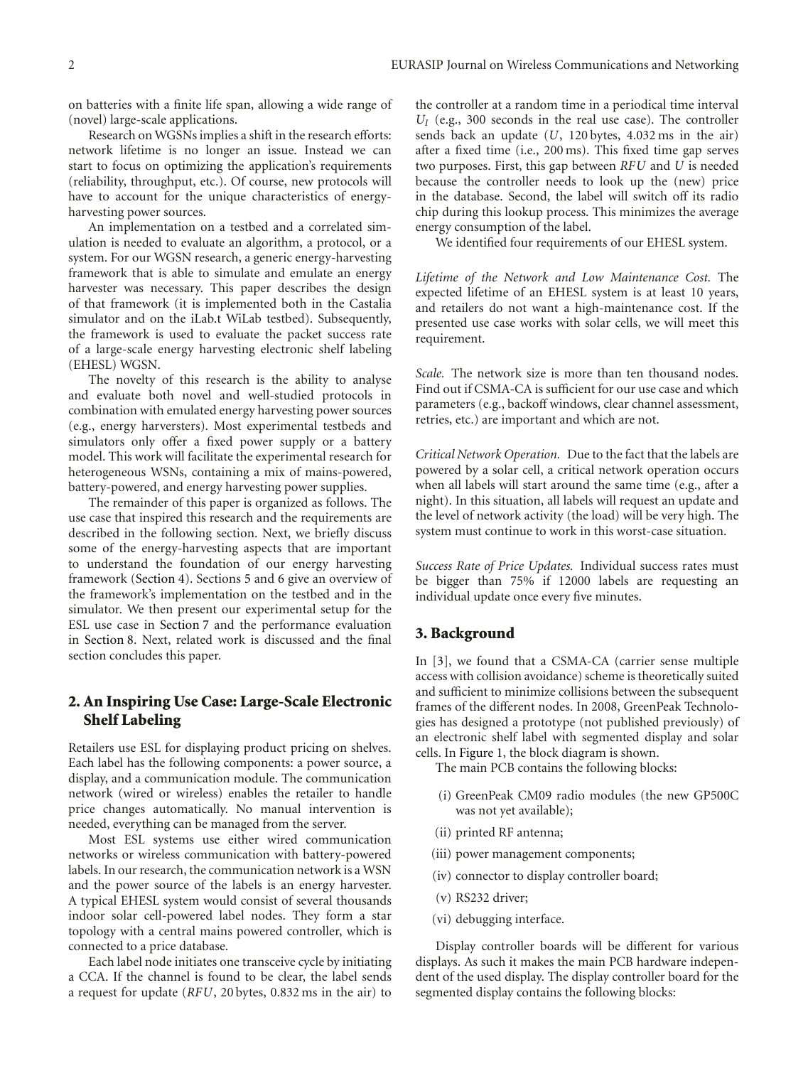on batteries with a finite life span, allowing a wide range of (novel) large-scale applications.

Research on WGSNs implies a shift in the research efforts: network lifetime is no longer an issue. Instead we can start to focus on optimizing the application's requirements (reliability, throughput, etc.). Of course, new protocols will have to account for the unique characteristics of energy-harvesting power sources.

An implementation on a testbed and a correlated simulation is needed to evaluate an algorithm, a protocol, or a system. For our WGSN research, a generic energy-harvesting framework that is able to simulate and emulate an energy harvester was necessary. This paper describes the design of that framework (it is implemented both in the Castalia simulator and on the iLab.t WiLab testbed). Subsequently, the framework is used to evaluate the packet success rate of a large-scale energy harvesting electronic shelf labeling (EHESL) WGSN.

The novelty of this research is the ability to analyse and evaluate both novel and well-studied protocols in combination with emulated energy harvesting power sources (e.g., energy harversters). Most experimental testbeds and simulators only offer a fixed power supply or a battery model. This work will facilitate the experimental research for heterogeneous WSNs, containing a mix of mains-powered, battery-powered, and energy harvesting power supplies.

The remainder of this paper is organized as follows. The use case that inspired this research and the requirements are described in the following section. Next, we briefly discuss some of the energy-harvesting aspects that are important to understand the foundation of our energy harvesting framework (Section 4). Sections 5 and 6 give an overview of the framework's implementation on the testbed and in the simulator. We then present our experimental setup for the ESL use case in Section 7 and the performance evaluation in Section 8. Next, related work is discussed and the final section concludes this paper.

## 2. An Inspiring Use Case: Large-Scale Electronic Shelf Labeling

Retailers use ESL for displaying product pricing on shelves. Each label has the following components: a power source, a display, and a communication module. The communication network (wired or wireless) enables the retailer to handle price changes automatically. No manual intervention is needed, everything can be managed from the server.

Most ESL systems use either wired communication networks or wireless communication with battery-powered labels. In our research, the communication network is a WSN and the power source of the labels is an energy harvester. A typical EHESL system would consist of several thousands indoor solar cell-powered label nodes. They form a star topology with a central mains powered controller, which is connected to a price database.

Each label node initiates one transceive cycle by initiating a CCA. If the channel is found to be clear, the label sends a request for update (*RFU*, 20 bytes, 0.832 ms in the air) to the controller at a random time in a periodical time interval $U_I$ (e.g., 300 seconds in the real use case). The controller sends back an update ($U$, 120 bytes, 4.032 ms in the air) after a fixed time (i.e., 200 ms). This fixed time gap serves two purposes. First, this gap between *RFU* and $U$ is needed because the controller needs to look up the (new) price in the database. Second, the label will switch off its radio chip during this lookup process. This minimizes the average energy consumption of the label.

We identified four requirements of our EHESL system.

*Lifetime of the Network and Low Maintenance Cost.* The expected lifetime of an EHESL system is at least 10 years, and retailers do not want a high-maintenance cost. If the presented use case works with solar cells, we will meet this requirement.

*Scale.* The network size is more than ten thousand nodes. Find out if CSMA-CA is sufficient for our use case and which parameters (e.g., backoff windows, clear channel assessment, retries, etc.) are important and which are not.

*Critical Network Operation.* Due to the fact that the labels are powered by a solar cell, a critical network operation occurs when all labels will start around the same time (e.g., after a night). In this situation, all labels will request an update and the level of network activity (the load) will be very high. The system must continue to work in this worst-case situation.

*Success Rate of Price Updates.* Individual success rates must be bigger than 75% if 12000 labels are requesting an individual update once every five minutes.

## 3. Background

In [3], we found that a CSMA-CA (carrier sense multiple access with collision avoidance) scheme is theoretically suited and sufficient to minimize collisions between the subsequent frames of the different nodes. In 2008, GreenPeak Technologies has designed a prototype (not published previously) of an electronic shelf label with segmented display and solar cells. In Figure 1, the block diagram is shown.

The main PCB contains the following blocks:

(i) GreenPeak CM09 radio modules (the new GP500C was not yet available);

(ii) printed RF antenna;

(iii) power management components;

(iv) connector to display controller board;

(v) RS232 driver;

(vi) debugging interface.

Display controller boards will be different for various displays. As such it makes the main PCB hardware independent of the used display. The display controller board for the segmented display contains the following blocks: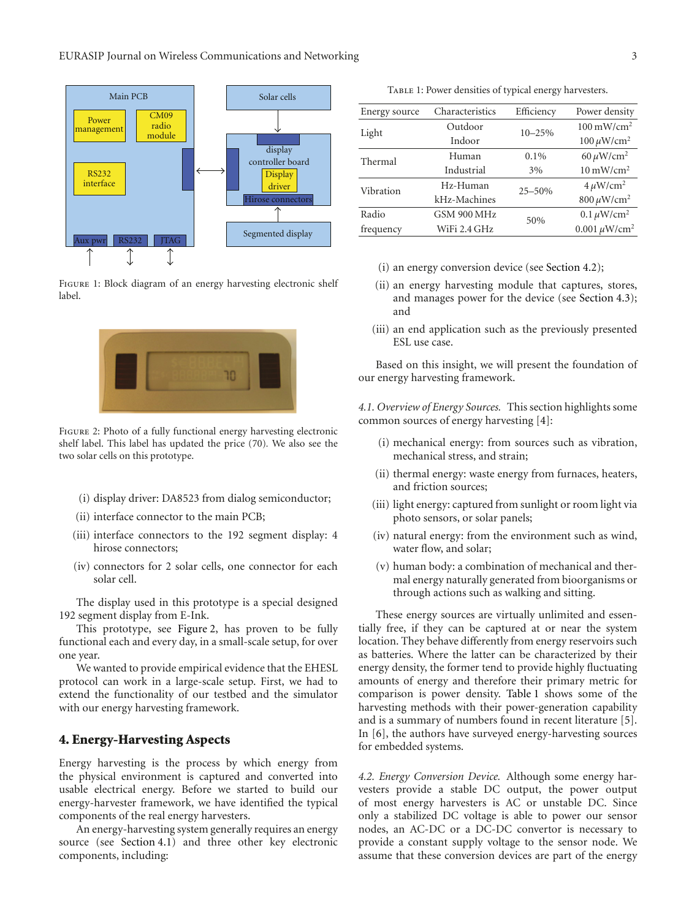Figure 1: Block diagram of an energy harvesting electronic shelf label.

Figure 2: Photo of a fully functional energy harvesting electronic shelf label. This label has updated the price (70). We also see the two solar cells on this prototype.

(i) display driver: DA8523 from dialog semiconductor;

(ii) interface connector to the main PCB;

(iii) interface connectors to the 192 segment display: 4 hirose connectors;

(iv) connectors for 2 solar cells, one connector for each solar cell.

The display used in this prototype is a special designed 192 segment display from E-Ink.

This prototype, see Figure 2, has proven to be fully functional each and every day, in a small-scale setup, for over one year.

We wanted to provide empirical evidence that the EHESL protocol can work in a large-scale setup. First, we had to extend the functionality of our testbed and the simulator with our energy harvesting framework.

## 4. Energy-Harvesting Aspects

Energy harvesting is the process by which energy from the physical environment is captured and converted into usable electrical energy. Before we started to build our energy-harvester framework, we have identified the typical components of the real energy harvesters.

An energy-harvesting system generally requires an energy source (see Section 4.1) and three other key electronic components, including:

Table 1: Power densities of typical energy harvesters.

| Energy source | Characteristics | Efficiency | Power density |
|---|---|---|---|
| Light | Outdoor | 10–25% | 100 mW/cm$^2$ |
| | Indoor | | 100 $\mu$W/cm$^2$ |
| Thermal | Human | 0.1% | 60 $\mu$W/cm$^2$ |
| | Industrial | 3% | 10 mW/cm$^2$ |
| Vibration | Hz-Human | 25–50% | 4 $\mu$W/cm$^2$ |
| | kHz-Machines | | 800 $\mu$W/cm$^2$ |
| Radio frequency | GSM 900 MHz | 50% | 0.1 $\mu$W/cm$^2$ |
| | WiFi 2.4 GHz | | 0.001 $\mu$W/cm$^2$ |

(i) an energy conversion device (see Section 4.2);

(ii) an energy harvesting module that captures, stores, and manages power for the device (see Section 4.3); and

(iii) an end application such as the previously presented ESL use case.

Based on this insight, we will present the foundation of our energy harvesting framework.

*4.1. Overview of Energy Sources.* This section highlights some common sources of energy harvesting [4]:

(i) mechanical energy: from sources such as vibration, mechanical stress, and strain;

(ii) thermal energy: waste energy from furnaces, heaters, and friction sources;

(iii) light energy: captured from sunlight or room light via photo sensors, or solar panels;

(iv) natural energy: from the environment such as wind, water flow, and solar;

(v) human body: a combination of mechanical and thermal energy naturally generated from bioorganisms or through actions such as walking and sitting.

These energy sources are virtually unlimited and essentially free, if they can be captured at or near the system location. They behave differently from energy reservoirs such as batteries. Where the latter can be characterized by their energy density, the former tend to provide highly fluctuating amounts of energy and therefore their primary metric for comparison is power density. Table 1 shows some of the harvesting methods with their power-generation capability and is a summary of numbers found in recent literature [5]. In [6], the authors have surveyed energy-harvesting sources for embedded systems.

*4.2. Energy Conversion Device.* Although some energy harvesters provide a stable DC output, the power output of most energy harvesters is AC or unstable DC. Since only a stabilized DC voltage is able to power our sensor nodes, an AC-DC or a DC-DC convertor is necessary to provide a constant supply voltage to the sensor node. We assume that these conversion devices are part of the energy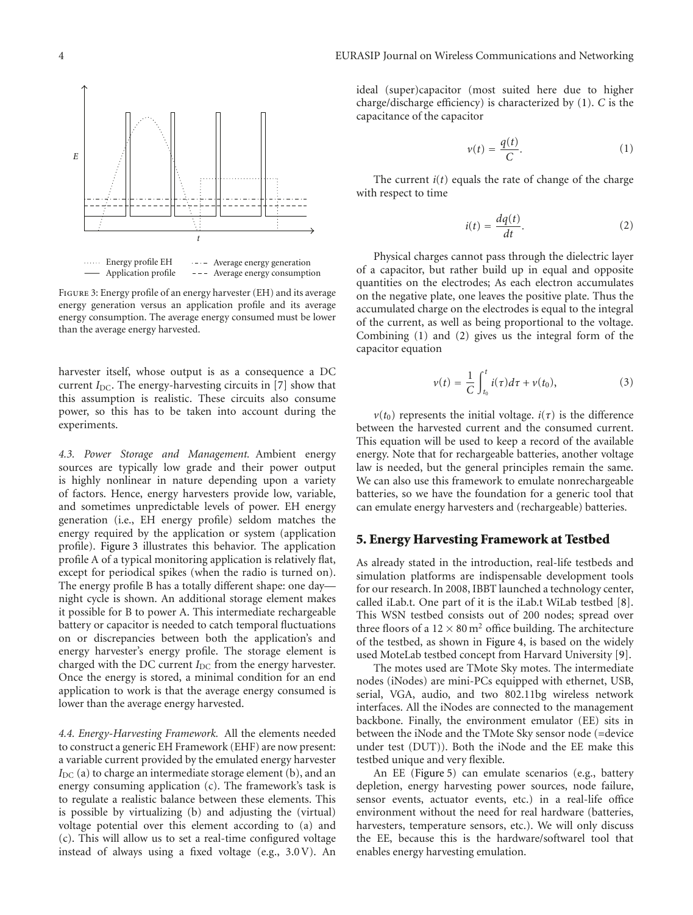E

t

Energy profile EH

Application profile

Average energy generation

Average energy consumption

Figure 3: Energy profile of an energy harvester (EH) and its average energy generation versus an application profile and its average energy consumption. The average energy consumed must be lower than the average energy harvested.

harvester itself, whose output is as a consequence a DC current $I_{DC}$. The energy-harvesting circuits in [7] show that this assumption is realistic. These circuits also consume power, so this has to be taken into account during the experiments.

*4.3. Power Storage and Management.* Ambient energy sources are typically low grade and their power output is highly nonlinear in nature depending upon a variety of factors. Hence, energy harvesters provide low, variable, and sometimes unpredictable levels of power. EH energy generation (i.e., EH energy profile) seldom matches the energy required by the application or system (application profile). Figure 3 illustrates this behavior. The application profile A of a typical monitoring application is relatively flat, except for periodical spikes (when the radio is turned on). The energy profile B has a totally different shape: one day—night cycle is shown. An additional storage element makes it possible for B to power A. This intermediate rechargeable battery or capacitor is needed to catch temporal fluctuations on or discrepancies between both the application's and energy harvester's energy profile. The storage element is charged with the DC current $I_{DC}$ from the energy harvester. Once the energy is stored, a minimal condition for an end application to work is that the average energy consumed is lower than the average energy harvested.

*4.4. Energy-Harvesting Framework.* All the elements needed to construct a generic EH Framework (EHF) are now present: a variable current provided by the emulated energy harvester $I_{DC}$ (a) to charge an intermediate storage element (b), and an energy consuming application (c). The framework's task is to regulate a realistic balance between these elements. This is possible by virtualizing (b) and adjusting the (virtual) voltage potential over this element according to (a) and (c). This will allow us to set a real-time configured voltage instead of always using a fixed voltage (e.g., 3.0 V). An ideal (super)capacitor (most suited here due to higher charge/discharge efficiency) is characterized by (1). $C$ is the capacitance of the capacitor

$$v(t) = \frac{q(t)}{C}. \tag{1}$$

The current $i(t)$ equals the rate of change of the charge with respect to time

$$i(t) = \frac{dq(t)}{dt}. \tag{2}$$

Physical charges cannot pass through the dielectric layer of a capacitor, but rather build up in equal and opposite quantities on the electrodes; As each electron accumulates on the negative plate, one leaves the positive plate. Thus the accumulated charge on the electrodes is equal to the integral of the current, as well as being proportional to the voltage. Combining (1) and (2) gives us the integral form of the capacitor equation

$$v(t) = \frac{1}{C}\int_{t_0}^{t} i(\tau)d\tau + v(t_0), \tag{3}$$

$v(t_0)$ represents the initial voltage. $i(\tau)$ is the difference between the harvested current and the consumed current. This equation will be used to keep a record of the available energy. Note that for rechargeable batteries, another voltage law is needed, but the general principles remain the same. We can also use this framework to emulate nonrechargeable batteries, so we have the foundation for a generic tool that can emulate energy harvesters and (rechargeable) batteries.

## 5. Energy Harvesting Framework at Testbed

As already stated in the introduction, real-life testbeds and simulation platforms are indispensable development tools for our research. In 2008, IBBT launched a technology center, called iLab.t. One part of it is the iLab.t WiLab testbed [8]. This WSN testbed consists out of 200 nodes; spread over three floors of a $12 \times 80\,\text{m}^2$ office building. The architecture of the testbed, as shown in Figure 4, is based on the widely used MoteLab testbed concept from Harvard University [9].

The motes used are TMote Sky motes. The intermediate nodes (iNodes) are mini-PCs equipped with ethernet, USB, serial, VGA, audio, and two 802.11bg wireless network interfaces. All the iNodes are connected to the management backbone. Finally, the environment emulator (EE) sits in between the iNode and the TMote Sky sensor node (=device under test (DUT)). Both the iNode and the EE make this testbed unique and very flexible.

An EE (Figure 5) can emulate scenarios (e.g., battery depletion, energy harvesting power sources, node failure, sensor events, actuator events, etc.) in a real-life office environment without the need for real hardware (batteries, harvesters, temperature sensors, etc.). We will only discuss the EE, because this is the hardware/softwarel tool that enables energy harvesting emulation.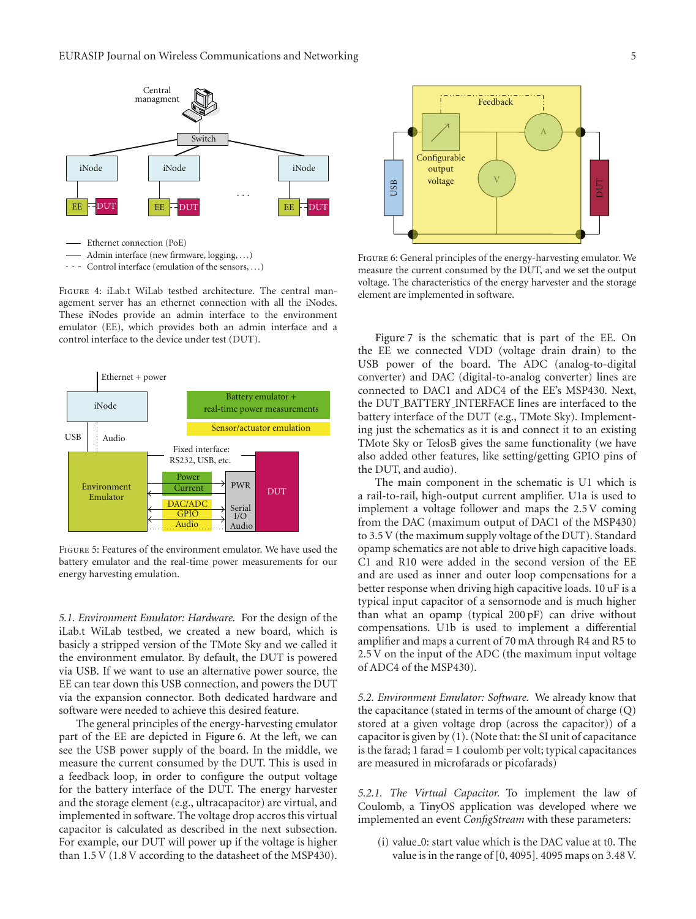Central managment

Switch

iNode

iNode

iNode

EE DUT

EE DUT

EE DUT

. . .

Ethernet connection (PoE)

Admin interface (new firmware, logging, . . .)

Control interface (emulation of the sensors, . . .)

Figure 4: iLab.t WiLab testbed architecture. The central management server has an ethernet connection with all the iNodes. These iNodes provide an admin interface to the environment emulator (EE), which provides both an admin interface and a control interface to the device under test (DUT).

Ethernet + power

iNode

USB

Audio

Battery emulator + real-time power measurements

Sensor/actuator emulation

Fixed interface: RS232, USB, etc.

Environment Emulator

Power

Current

DAC/ADC

GPIO

Audio

PWR

Serial I/O

Audio

DUT

Figure 5: Features of the environment emulator. We have used the battery emulator and the real-time power measurements for our energy harvesting emulation.

*5.1. Environment Emulator: Hardware.* For the design of the iLab.t WiLab testbed, we created a new board, which is basicly a stripped version of the TMote Sky and we called it the environment emulator. By default, the DUT is powered via USB. If we want to use an alternative power source, the EE can tear down this USB connection, and powers the DUT via the expansion connector. Both dedicated hardware and software were needed to achieve this desired feature.

The general principles of the energy-harvesting emulator part of the EE are depicted in Figure 6. At the left, we can see the USB power supply of the board. In the middle, we measure the current consumed by the DUT. This is used in a feedback loop, in order to configure the output voltage for the battery interface of the DUT. The energy harvester and the storage element (e.g., ultracapacitor) are virtual, and implemented in software. The voltage drop accros this virtual capacitor is calculated as described in the next subsection. For example, our DUT will power up if the voltage is higher than 1.5 V (1.8 V according to the datasheet of the MSP430).

Feedback

A

Configurable output voltage

V

USB

DUT

Figure 6: General principles of the energy-harvesting emulator. We measure the current consumed by the DUT, and we set the output voltage. The characteristics of the energy harvester and the storage element are implemented in software.

Figure 7 is the schematic that is part of the EE. On the EE we connected VDD (voltage drain drain) to the USB power of the board. The ADC (analog-to-digital converter) and DAC (digital-to-analog converter) lines are connected to DAC1 and ADC4 of the EE's MSP430. Next, the DUT_BATTERY_INTERFACE lines are interfaced to the battery interface of the DUT (e.g., TMote Sky). Implementing just the schematics as it is and connect it to an existing TMote Sky or TelosB gives the same functionality (we have also added other features, like setting/getting GPIO pins of the DUT, and audio).

The main component in the schematic is U1 which is a rail-to-rail, high-output current amplifier. U1a is used to implement a voltage follower and maps the 2.5 V coming from the DAC (maximum output of DAC1 of the MSP430) to 3.5 V (the maximum supply voltage of the DUT). Standard opamp schematics are not able to drive high capacitive loads. C1 and R10 were added in the second version of the EE and are used as inner and outer loop compensations for a better response when driving high capacitive loads. 10 uF is a typical input capacitor of a sensornode and is much higher than what an opamp (typical 200 pF) can drive without compensations. U1b is used to implement a differential amplifier and maps a current of 70 mA through R4 and R5 to 2.5 V on the input of the ADC (the maximum input voltage of ADC4 of the MSP430).

*5.2. Environment Emulator: Software.* We already know that the capacitance (stated in terms of the amount of charge (Q) stored at a given voltage drop (across the capacitor)) of a capacitor is given by (1). (Note that: the SI unit of capacitance is the farad; 1 farad = 1 coulomb per volt; typical capacitances are measured in microfarads or picofarads)

*5.2.1. The Virtual Capacitor.* To implement the law of Coulomb, a TinyOS application was developed where we implemented an event *ConfigStream* with these parameters:

(i) value_0: start value which is the DAC value at t0. The value is in the range of [0, 4095]. 4095 maps on 3.48 V.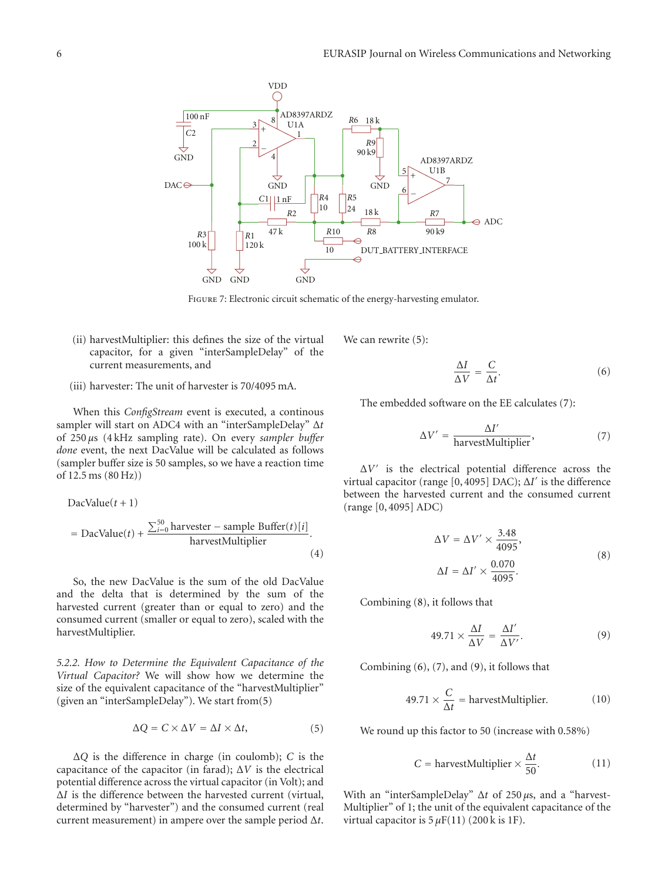VDD

100 nF

C2

GND

AD8397ARDZ

U1A

R6 18 k

R9

90 k9

GND

AD8397ARDZ

U1B

DAC

GND

C1 1 nF

R4 10

R5 24

R2

47 k

18 k

R8

R7

90 k9

ADC

R3

100 k

R1

120 k

R10

10

DUT_BATTERY_INTERFACE

GND GND GND

Figure 7: Electronic circuit schematic of the energy-harvesting emulator.

(ii) harvestMultiplier: this defines the size of the virtual capacitor, for a given "interSampleDelay" of the current measurements, and

(iii) harvester: The unit of harvester is 70/4095 mA.

When this *ConfigStream* event is executed, a continous sampler will start on ADC4 with an "interSampleDelay" $\Delta t$ of 250 $\mu$s (4 kHz sampling rate). On every *sampler buffer done* event, the next DacValue will be calculated as follows (sampler buffer size is 50 samples, so we have a reaction time of 12.5 ms (80 Hz))

$$\text{DacValue}(t+1) = \text{DacValue}(t) + \frac{\sum_{i=0}^{50} \text{harvester} - \text{sample Buffer}(t)[i]}{\text{harvestMultiplier}}. \tag{4}$$

So, the new DacValue is the sum of the old DacValue and the delta that is determined by the sum of the harvested current (greater than or equal to zero) and the consumed current (smaller or equal to zero), scaled with the harvestMultiplier.

*5.2.2. How to Determine the Equivalent Capacitance of the Virtual Capacitor?* We will show how we determine the size of the equivalent capacitance of the "harvestMultiplier" (given an "interSampleDelay"). We start from(5)

$$\Delta Q = C \times \Delta V = \Delta I \times \Delta t, \tag{5}$$

$\Delta Q$ is the difference in charge (in coulomb); $C$ is the capacitance of the capacitor (in farad); $\Delta V$ is the electrical potential difference across the virtual capacitor (in Volt); and $\Delta I$ is the difference between the harvested current (virtual, determined by "harvester") and the consumed current (real current measurement) in ampere over the sample period $\Delta t$.

We can rewrite (5):

$$\frac{\Delta I}{\Delta V} = \frac{C}{\Delta t}. \tag{6}$$

The embedded software on the EE calculates (7):

$$\Delta V' = \frac{\Delta I'}{\text{harvestMultiplier}}, \tag{7}$$

$\Delta V'$ is the electrical potential difference across the virtual capacitor (range [0, 4095] DAC); $\Delta I'$ is the difference between the harvested current and the consumed current (range [0, 4095] ADC)

$$\Delta V = \Delta V' \times \frac{3.48}{4095}, \qquad \Delta I = \Delta I' \times \frac{0.070}{4095}. \tag{8}$$

Combining (8), it follows that

$$49.71 \times \frac{\Delta I}{\Delta V} = \frac{\Delta I'}{\Delta V'}. \tag{9}$$

Combining (6), (7), and (9), it follows that

$$49.71 \times \frac{C}{\Delta t} = \text{harvestMultiplier}. \tag{10}$$

We round up this factor to 50 (increase with 0.58%)

$$C = \text{harvestMultiplier} \times \frac{\Delta t}{50}. \tag{11}$$

With an "interSampleDelay" $\Delta t$ of 250 $\mu$s, and a "harvestMultiplier" of 1; the unit of the equivalent capacitance of the virtual capacitor is 5 $\mu$F(11) (200 k is 1F).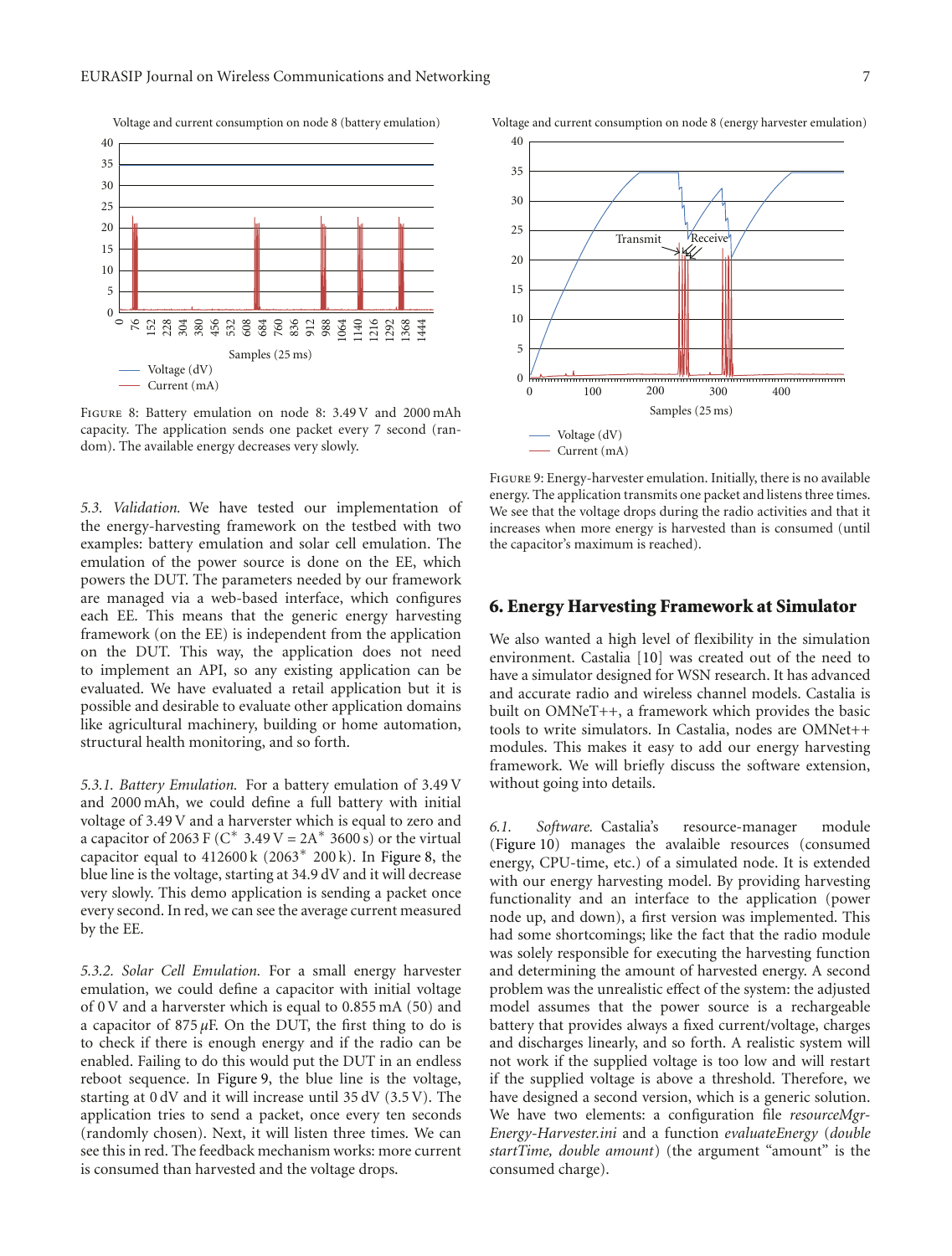Voltage and current consumption on node 8 (battery emulation)

40
35
30
25
20
15
10
5
0

0 76 152 228 304 380 456 532 608 684 760 836 912 988 1064 1140 1216 1292 1368 1444

Samples (25 ms)

Voltage (dV)
Current (mA)

Figure 8: Battery emulation on node 8: 3.49 V and 2000 mAh capacity. The application sends one packet every 7 second (random). The available energy decreases very slowly.

Voltage and current consumption on node 8 (energy harvester emulation)

40
35
30
25
20
15
10
5
0

Transmit
Receive

0 100 200 300 400

Samples (25 ms)

Voltage (dV)
Current (mA)

Figure 9: Energy-harvester emulation. Initially, there is no available energy. The application transmits one packet and listens three times. We see that the voltage drops during the radio activities and that it increases when more energy is harvested than is consumed (until the capacitor's maximum is reached).

*5.3. Validation.* We have tested our implementation of the energy-harvesting framework on the testbed with two examples: battery emulation and solar cell emulation. The emulation of the power source is done on the EE, which powers the DUT. The parameters needed by our framework are managed via a web-based interface, which configures each EE. This means that the generic energy harvesting framework (on the EE) is independent from the application on the DUT. This way, the application does not need to implement an API, so any existing application can be evaluated. We have evaluated a retail application but it is possible and desirable to evaluate other application domains like agricultural machinery, building or home automation, structural health monitoring, and so forth.

*5.3.1. Battery Emulation.* For a battery emulation of 3.49 V and 2000 mAh, we could define a full battery with initial voltage of 3.49 V and a harverster which is equal to zero and a capacitor of 2063 F ($C^{*}$ 3.49 V = 2A$^{*}$ 3600 s) or the virtual capacitor equal to 412600 k (2063$^{*}$ 200 k). In Figure 8, the blue line is the voltage, starting at 34.9 dV and it will decrease very slowly. This demo application is sending a packet once every second. In red, we can see the average current measured by the EE.

*5.3.2. Solar Cell Emulation.* For a small energy harvester emulation, we could define a capacitor with initial voltage of 0 V and a harverster which is equal to 0.855 mA (50) and a capacitor of 875 $\mu$F. On the DUT, the first thing to do is to check if there is enough energy and if the radio can be enabled. Failing to do this would put the DUT in an endless reboot sequence. In Figure 9, the blue line is the voltage, starting at 0 dV and it will increase until 35 dV (3.5 V). The application tries to send a packet, once every ten seconds (randomly chosen). Next, it will listen three times. We can see this in red. The feedback mechanism works: more current is consumed than harvested and the voltage drops.

## 6. Energy Harvesting Framework at Simulator

We also wanted a high level of flexibility in the simulation environment. Castalia [10] was created out of the need to have a simulator designed for WSN research. It has advanced and accurate radio and wireless channel models. Castalia is built on OMNeT++, a framework which provides the basic tools to write simulators. In Castalia, nodes are OMNet++ modules. This makes it easy to add our energy harvesting framework. We will briefly discuss the software extension, without going into details.

*6.1. Software.* Castalia's resource-manager module (Figure 10) manages the avalaible resources (consumed energy, CPU-time, etc.) of a simulated node. It is extended with our energy harvesting model. By providing harvesting functionality and an interface to the application (power node up, and down), a first version was implemented. This had some shortcomings; like the fact that the radio module was solely responsible for executing the harvesting function and determining the amount of harvested energy. A second problem was the unrealistic effect of the system: the adjusted model assumes that the power source is a rechargeable battery that provides always a fixed current/voltage, charges and discharges linearly, and so forth. A realistic system will not work if the supplied voltage is too low and will restart if the supplied voltage is above a threshold. Therefore, we have designed a second version, which is a generic solution. We have two elements: a configuration file *resourceMgr-Energy-Harvester.ini* and a function *evaluateEnergy* (*double startTime, double amount*) (the argument "amount" is the consumed charge).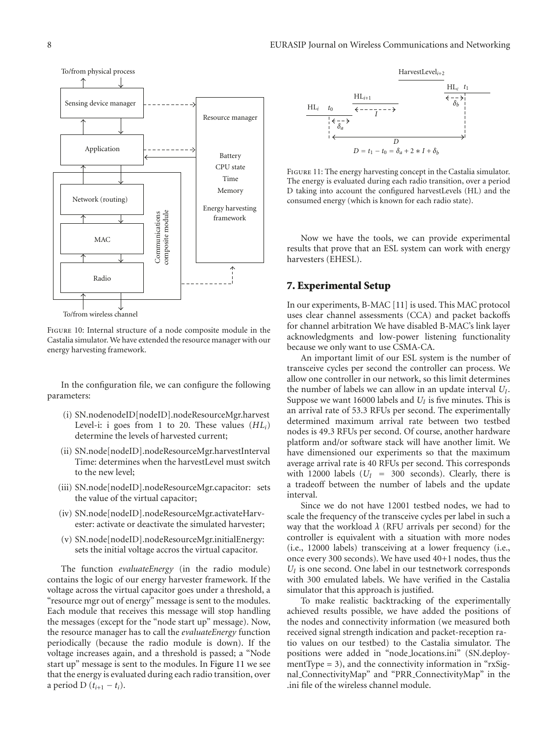To/from physical process

Sensing device manager

Application

Network (routing)

MAC

Radio

Communications composite module

Resource manager

Battery

CPU state

Time

Memory

Energy harvesting framework

To/from wireless channel

Figure 10: Internal structure of a node composite module in the Castalia simulator. We have extended the resource manager with our energy harvesting framework.

In the configuration file, we can configure the following parameters:

(i) SN.nodenodeID[nodeID].nodeResourceMgr.harvest Level-i: i goes from 1 to 20. These values ($HL_i$) determine the levels of harvested current;

(ii) SN.node[nodeID].nodeResourceMgr.harvestInterval Time: determines when the harvestLevel must switch to the new level;

(iii) SN.node[nodeID].nodeResourceMgr.capacitor: sets the value of the virtual capacitor;

(iv) SN.node[nodeID].nodeResourceMgr.activateHarvester: activate or deactivate the simulated harvester;

(v) SN.node[nodeID].nodeResourceMgr.initialEnergy: sets the initial voltage accros the virtual capacitor.

The function *evaluateEnergy* (in the radio module) contains the logic of our energy harvester framework. If the voltage across the virtual capacitor goes under a threshold, a "resource mgr out of energy" message is sent to the modules. Each module that receives this message will stop handling the messages (except for the "node start up" message). Now, the resource manager has to call the *evaluateEnergy* function periodically (because the radio module is down). If the voltage increases again, and a threshold is passed; a "Node start up" message is sent to the modules. In Figure 11 we see that the energy is evaluated during each radio transition, over a period D ($t_{i+1} - t_i$).

HarvestLevel$_{i+2}$

HL$_c$ $t_1$

HL$_{i+1}$

HL$_i$ $t_0$

$\delta_b$

$I$

$\delta_a$

$D$

$D = t_1 - t_0 = \delta_a + 2 * I + \delta_b$

Figure 11: The energy harvesting concept in the Castalia simulator. The energy is evaluated during each radio transition, over a period D taking into account the configured harvestLevels (HL) and the consumed energy (which is known for each radio state).

Now we have the tools, we can provide experimental results that prove that an ESL system can work with energy harvesters (EHESL).

## 7. Experimental Setup

In our experiments, B-MAC [11] is used. This MAC protocol uses clear channel assessments (CCA) and packet backoffs for channel arbitration We have disabled B-MAC's link layer acknowledgments and low-power listening functionality because we only want to use CSMA-CA.

An important limit of our ESL system is the number of transceive cycles per second the controller can process. We allow one controller in our network, so this limit determines the number of labels we can allow in an update interval $U_I$. Suppose we want 16000 labels and $U_I$ is five minutes. This is an arrival rate of 53.3 RFUs per second. The experimentally determined maximum arrival rate between two testbed nodes is 49.3 RFUs per second. Of course, another hardware platform and/or software stack will have another limit. We have dimensioned our experiments so that the maximum average arrival rate is 40 RFUs per second. This corresponds with 12000 labels ($U_I$ = 300 seconds). Clearly, there is a tradeoff between the number of labels and the update interval.

Since we do not have 12001 testbed nodes, we had to scale the frequency of the transceive cycles per label in such a way that the workload $\lambda$ (RFU arrivals per second) for the controller is equivalent with a situation with more nodes (i.e., 12000 labels) transceiving at a lower frequency (i.e., once every 300 seconds). We have used 40+1 nodes, thus the $U_I$ is one second. One label in our testnetwork corresponds with 300 emulated labels. We have verified in the Castalia simulator that this approach is justified.

To make realistic backtracking of the experimentally achieved results possible, we have added the positions of the nodes and connectivity information (we measured both received signal strength indication and packet-reception ratio values on our testbed) to the Castalia simulator. The positions were added in "node_locations.ini" (SN.deploymentType = 3), and the connectivity information in "rxSignal_ConnectivityMap" and "PRR_ConnectivityMap" in the .ini file of the wireless channel module.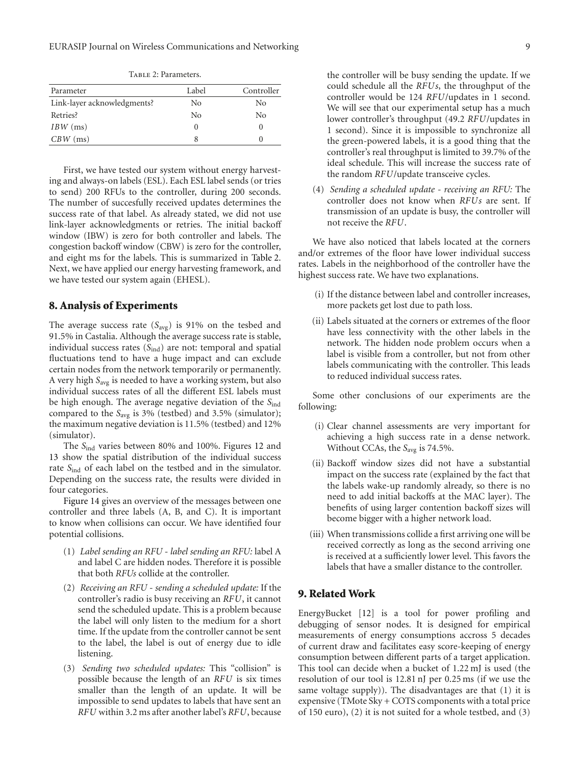Table 2: Parameters.

| Parameter | Label | Controller |
|---|---|---|
| Link-layer acknowledgments? | No | No |
| Retries? | No | No |
| *IBW* (ms) | 0 | 0 |
| *CBW* (ms) | 8 | 0 |

First, we have tested our system without energy harvesting and always-on labels (ESL). Each ESL label sends (or tries to send) 200 RFUs to the controller, during 200 seconds. The number of succesfully received updates determines the success rate of that label. As already stated, we did not use link-layer acknowledgments or retries. The initial backoff window (IBW) is zero for both controller and labels. The congestion backoff window (CBW) is zero for the controller, and eight ms for the labels. This is summarized in Table 2. Next, we have applied our energy harvesting framework, and we have tested our system again (EHESL).

## 8. Analysis of Experiments

The average success rate ($S_{avg}$) is 91% on the tesbed and 91.5% in Castalia. Although the average success rate is stable, individual success rates ($S_{ind}$) are not: temporal and spatial fluctuations tend to have a huge impact and can exclude certain nodes from the network temporarily or permanently. A very high $S_{avg}$ is needed to have a working system, but also individual success rates of all the different ESL labels must be high enough. The average negative deviation of the $S_{ind}$ compared to the $S_{avg}$ is 3% (testbed) and 3.5% (simulator); the maximum negative deviation is 11.5% (testbed) and 12% (simulator).

The $S_{ind}$ varies between 80% and 100%. Figures 12 and 13 show the spatial distribution of the individual success rate $S_{ind}$ of each label on the testbed and in the simulator. Depending on the success rate, the results were divided in four categories.

Figure 14 gives an overview of the messages between one controller and three labels (A, B, and C). It is important to know when collisions can occur. We have identified four potential collisions.

(1) *Label sending an RFU - label sending an RFU:* label A and label C are hidden nodes. Therefore it is possible that both *RFUs* collide at the controller.

(2) *Receiving an RFU - sending a scheduled update:* If the controller's radio is busy receiving an *RFU*, it cannot send the scheduled update. This is a problem because the label will only listen to the medium for a short time. If the update from the controller cannot be sent to the label, the label is out of energy due to idle listening.

(3) *Sending two scheduled updates:* This "collision" is possible because the length of an *RFU* is six times smaller than the length of an update. It will be impossible to send updates to labels that have sent an *RFU* within 3.2 ms after another label's *RFU*, because the controller will be busy sending the update. If we could schedule all the *RFUs*, the throughput of the controller would be 124 *RFU*/updates in 1 second. We will see that our experimental setup has a much lower controller's throughput (49.2 *RFU*/updates in 1 second). Since it is impossible to synchronize all the green-powered labels, it is a good thing that the controller's real throughput is limited to 39.7% of the ideal schedule. This will increase the success rate of the random *RFU*/update transceive cycles.

(4) *Sending a scheduled update - receiving an RFU:* The controller does not know when *RFUs* are sent. If transmission of an update is busy, the controller will not receive the *RFU*.

We have also noticed that labels located at the corners and/or extremes of the floor have lower individual success rates. Labels in the neighborhood of the controller have the highest success rate. We have two explanations.

(i) If the distance between label and controller increases, more packets get lost due to path loss.

(ii) Labels situated at the corners or extremes of the floor have less connectivity with the other labels in the network. The hidden node problem occurs when a label is visible from a controller, but not from other labels communicating with the controller. This leads to reduced individual success rates.

Some other conclusions of our experiments are the following:

(i) Clear channel assessments are very important for achieving a high success rate in a dense network. Without CCAs, the $S_{avg}$ is 74.5%.

(ii) Backoff window sizes did not have a substantial impact on the success rate (explained by the fact that the labels wake-up randomly already, so there is no need to add initial backoffs at the MAC layer). The benefits of using larger contention backoff sizes will become bigger with a higher network load.

(iii) When transmissions collide a first arriving one will be received correctly as long as the second arriving one is received at a sufficiently lower level. This favors the labels that have a smaller distance to the controller.

## 9. Related Work

EnergyBucket [12] is a tool for power profiling and debugging of sensor nodes. It is designed for empirical measurements of energy consumptions accross 5 decades of current draw and facilitates easy score-keeping of energy consumption between different parts of a target application. This tool can decide when a bucket of 1.22 mJ is used (the resolution of our tool is 12.81 nJ per 0.25 ms (if we use the same voltage supply)). The disadvantages are that (1) it is expensive (TMote Sky + COTS components with a total price of 150 euro), (2) it is not suited for a whole testbed, and (3)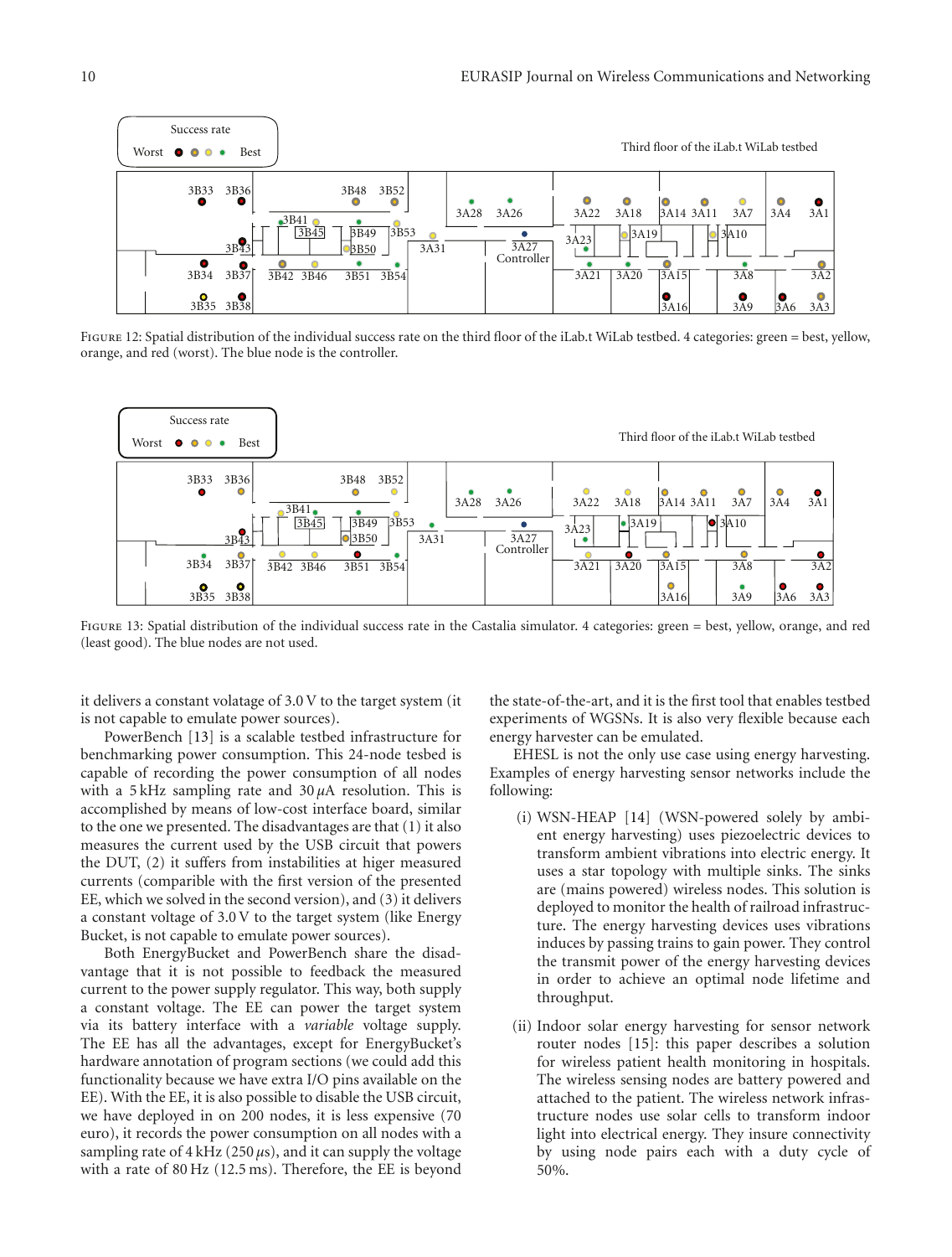FIGURE 12: Spatial distribution of the individual success rate on the third floor of the iLab.t WiLab testbed. 4 categories: green = best, yellow, orange, and red (worst). The blue node is the controller.

FIGURE 13: Spatial distribution of the individual success rate in the Castalia simulator. 4 categories: green = best, yellow, orange, and red (least good). The blue nodes are not used.

it delivers a constant volatage of 3.0 V to the target system (it is not capable to emulate power sources).

PowerBench [13] is a scalable testbed infrastructure for benchmarking power consumption. This 24-node testbed is capable of recording the power consumption of all nodes with a 5 kHz sampling rate and 30 $\mu$A resolution. This is accomplished by means of low-cost interface board, similar to the one we presented. The disadvantages are that (1) it also measures the current used by the USB circuit that powers the DUT, (2) it suffers from instabilities at higer measured currents (comparible with the first version of the presented EE, which we solved in the second version), and (3) it delivers a constant voltage of 3.0 V to the target system (like Energy Bucket, is not capable to emulate power sources).

Both EnergyBucket and PowerBench share the disadvantage that it is not possible to feedback the measured current to the power supply regulator. This way, both supply a constant voltage. The EE can power the target system via its battery interface with a *variable* voltage supply. The EE has all the advantages, except for EnergyBucket's hardware annotation of program sections (we could add this functionality because we have extra I/O pins available on the EE). With the EE, it is also possible to disable the USB circuit, we have deployed in on 200 nodes, it is less expensive (70 euro), it records the power consumption on all nodes with a sampling rate of 4 kHz (250 $\mu$s), and it can supply the voltage with a rate of 80 Hz (12.5 ms). Therefore, the EE is beyond the state-of-the-art, and it is the first tool that enables testbed experiments of WGSNs. It is also very flexible because each energy harvester can be emulated.

EHESL is not the only use case using energy harvesting. Examples of energy harvesting sensor networks include the following:

(i) WSN-HEAP [14] (WSN-powered solely by ambient energy harvesting) uses piezoelectric devices to transform ambient vibrations into electric energy. It uses a star topology with multiple sinks. The sinks are (mains powered) wireless nodes. This solution is deployed to monitor the health of railroad infrastructure. The energy harvesting devices uses vibrations induces by passing trains to gain power. They control the transmit power of the energy harvesting devices in order to achieve an optimal node lifetime and throughput.

(ii) Indoor solar energy harvesting for sensor network router nodes [15]: this paper describes a solution for wireless patient health monitoring in hospitals. The wireless sensing nodes are battery powered and attached to the patient. The wireless network infrastructure nodes use solar cells to transform indoor light into electrical energy. They insure connectivity by using node pairs each with a duty cycle of 50%.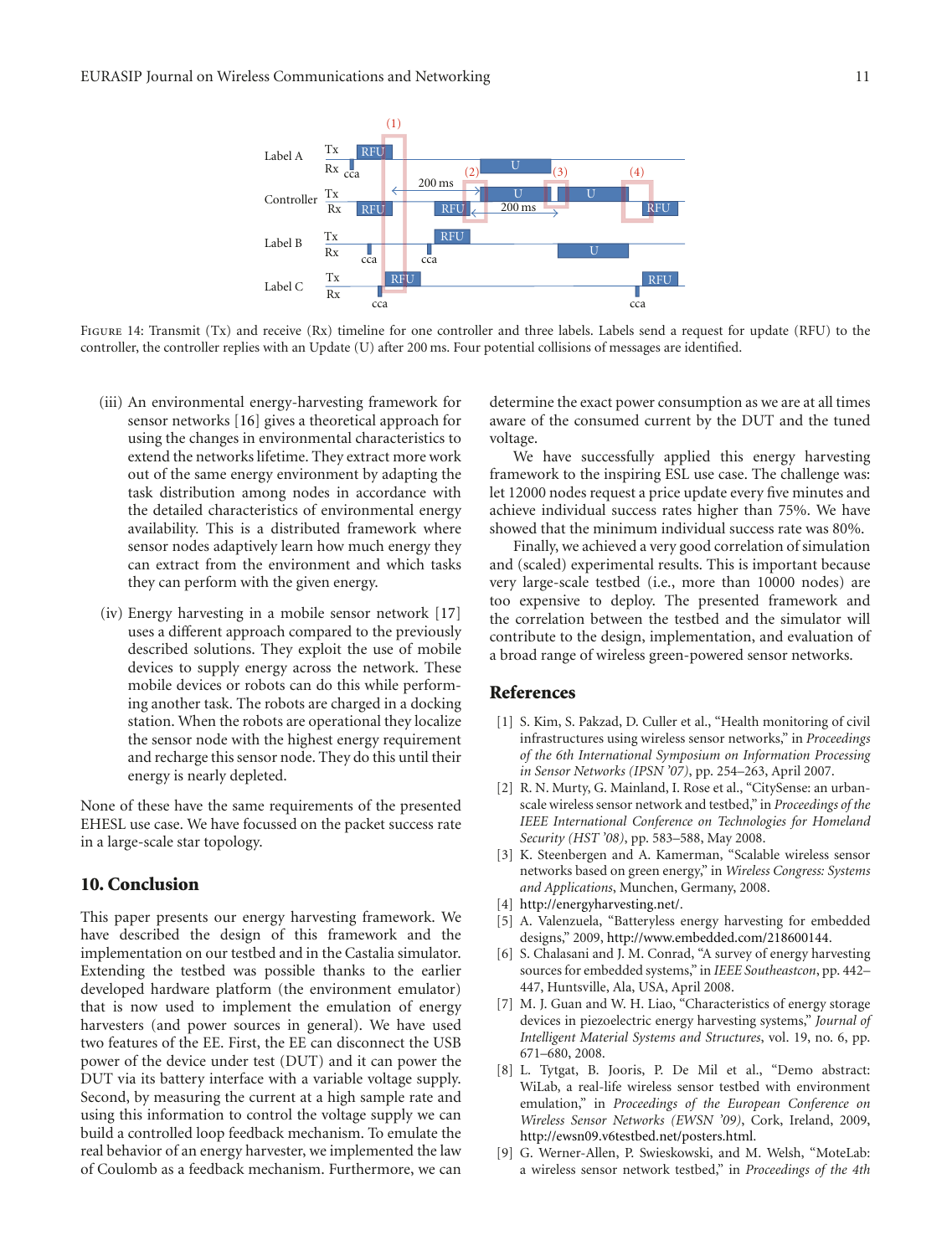(1)

Label A Tx RFU
Rx cca

U

(2) (3) (4)

200 ms

Controller Tx U U
Rx RFU RFU RFU

200 ms

Label B Tx RFU
Rx cca cca U

Label C Tx RFU RFU
Rx cca cca

Figure 14: Transmit (Tx) and receive (Rx) timeline for one controller and three labels. Labels send a request for update (RFU) to the controller, the controller replies with an Update (U) after 200 ms. Four potential collisions of messages are identified.

(iii) An environmental energy-harvesting framework for sensor networks [16] gives a theoretical approach for using the changes in environmental characteristics to extend the networks lifetime. They extract more work out of the same energy environment by adapting the task distribution among nodes in accordance with the detailed characteristics of environmental energy availability. This is a distributed framework where sensor nodes adaptively learn how much energy they can extract from the environment and which tasks they can perform with the given energy.

(iv) Energy harvesting in a mobile sensor network [17] uses a different approach compared to the previously described solutions. They exploit the use of mobile devices to supply energy across the network. These mobile devices or robots can do this while performing another task. The robots are charged in a docking station. When the robots are operational they localize the sensor node with the highest energy requirement and recharge this sensor node. They do this until their energy is nearly depleted.

None of these have the same requirements of the presented EHESL use case. We have focussed on the packet success rate in a large-scale star topology.

## 10. Conclusion

This paper presents our energy harvesting framework. We have described the design of this framework and the implementation on our testbed and in the Castalia simulator. Extending the testbed was possible thanks to the earlier developed hardware platform (the environment emulator) that is now used to implement the emulation of energy harvesters (and power sources in general). We have used two features of the EE. First, the EE can disconnect the USB power of the device under test (DUT) and it can power the DUT via its battery interface with a variable voltage supply. Second, by measuring the current at a high sample rate and using this information to control the voltage supply we can build a controlled loop feedback mechanism. To emulate the real behavior of an energy harvester, we implemented the law of Coulomb as a feedback mechanism. Furthermore, we can determine the exact power consumption as we are at all times aware of the consumed current by the DUT and the tuned voltage.

We have successfully applied this energy harvesting framework to the inspiring ESL use case. The challenge was: let 12000 nodes request a price update every five minutes and achieve individual success rates higher than 75%. We have showed that the minimum individual success rate was 80%.

Finally, we achieved a very good correlation of simulation and (scaled) experimental results. This is important because very large-scale testbed (i.e., more than 10000 nodes) are too expensive to deploy. The presented framework and the correlation between the testbed and the simulator will contribute to the design, implementation, and evaluation of a broad range of wireless green-powered sensor networks.

## References

[1] S. Kim, S. Pakzad, D. Culler et al., "Health monitoring of civil infrastructures using wireless sensor networks," in *Proceedings of the 6th International Symposium on Information Processing in Sensor Networks (IPSN '07)*, pp. 254–263, April 2007.

[2] R. N. Murty, G. Mainland, I. Rose et al., "CitySense: an urban-scale wireless sensor network and testbed," in *Proceedings of the IEEE International Conference on Technologies for Homeland Security (HST '08)*, pp. 583–588, May 2008.

[3] K. Steenbergen and A. Kamerman, "Scalable wireless sensor networks based on green energy," in *Wireless Congress: Systems and Applications*, Munchen, Germany, 2008.

[4] http://energyharvesting.net/.

[5] A. Valenzuela, "Batteryless energy harvesting for embedded designs," 2009, http://www.embedded.com/218600144.

[6] S. Chalasani and J. M. Conrad, "A survey of energy harvesting sources for embedded systems," in *IEEE Southeastcon*, pp. 442–447, Huntsville, Ala, USA, April 2008.

[7] M. J. Guan and W. H. Liao, "Characteristics of energy storage devices in piezoelectric energy harvesting systems," *Journal of Intelligent Material Systems and Structures*, vol. 19, no. 6, pp. 671–680, 2008.

[8] L. Tytgat, B. Jooris, P. De Mil et al., "Demo abstract: WiLab, a real-life wireless sensor testbed with environment emulation," in *Proceedings of the European Conference on Wireless Sensor Networks (EWSN '09)*, Cork, Ireland, 2009, http://ewsn09.v6testbed.net/posters.html.

[9] G. Werner-Allen, P. Swieskowski, and M. Welsh, "MoteLab: a wireless sensor network testbed," in *Proceedings of the 4th*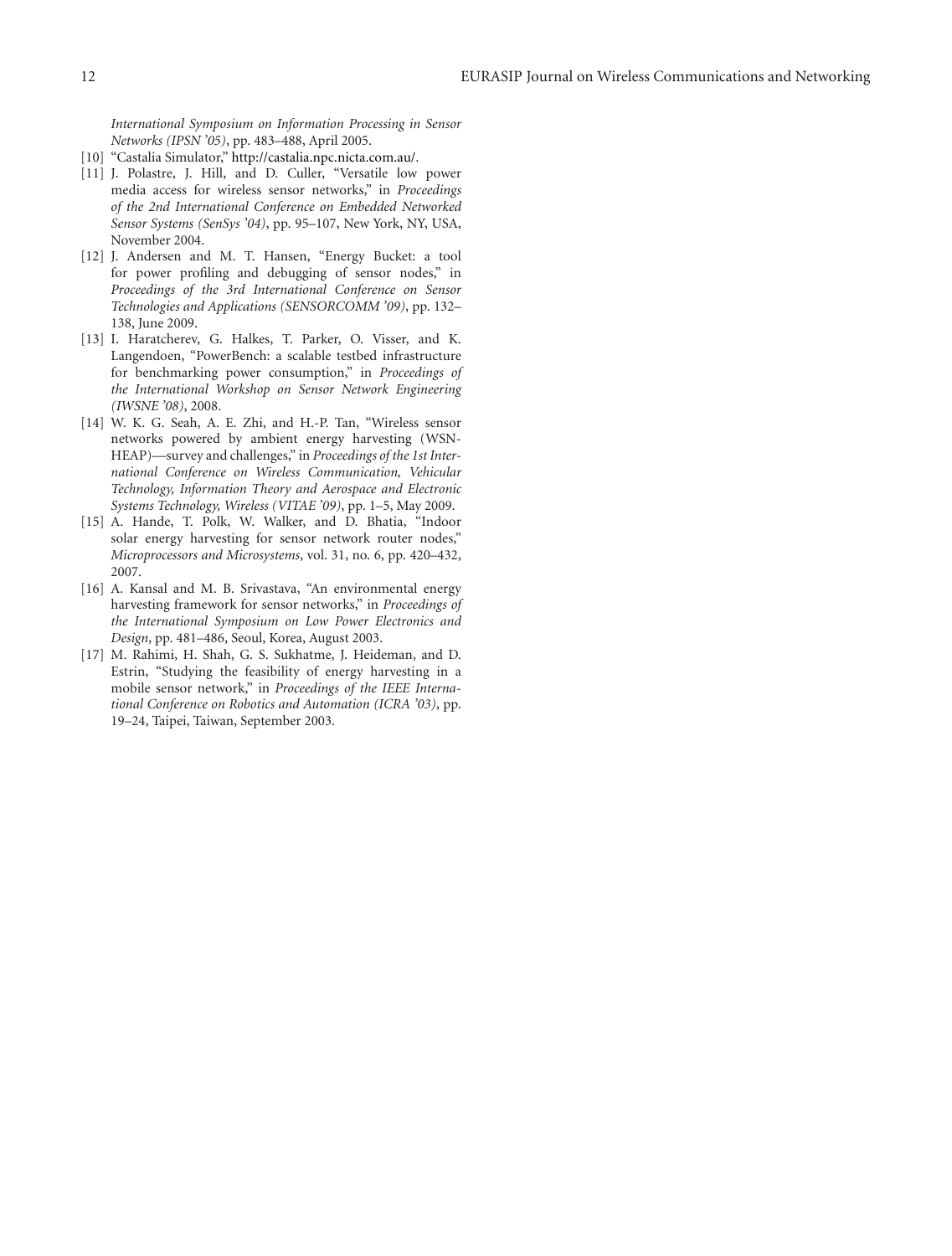*International Symposium on Information Processing in Sensor Networks (IPSN '05)*, pp. 483–488, April 2005.

[10] "Castalia Simulator," http://castalia.npc.nicta.com.au/.

[11] J. Polastre, J. Hill, and D. Culler, "Versatile low power media access for wireless sensor networks," in *Proceedings of the 2nd International Conference on Embedded Networked Sensor Systems (SenSys '04)*, pp. 95–107, New York, NY, USA, November 2004.

[12] J. Andersen and M. T. Hansen, "Energy Bucket: a tool for power profiling and debugging of sensor nodes," in *Proceedings of the 3rd International Conference on Sensor Technologies and Applications (SENSORCOMM '09)*, pp. 132–138, June 2009.

[13] I. Haratcherev, G. Halkes, T. Parker, O. Visser, and K. Langendoen, "PowerBench: a scalable testbed infrastructure for benchmarking power consumption," in *Proceedings of the International Workshop on Sensor Network Engineering (IWSNE '08)*, 2008.

[14] W. K. G. Seah, A. E. Zhi, and H.-P. Tan, "Wireless sensor networks powered by ambient energy harvesting (WSN-HEAP)—survey and challenges," in *Proceedings of the 1st International Conference on Wireless Communication, Vehicular Technology, Information Theory and Aerospace and Electronic Systems Technology, Wireless (VITAE '09)*, pp. 1–5, May 2009.

[15] A. Hande, T. Polk, W. Walker, and D. Bhatia, "Indoor solar energy harvesting for sensor network router nodes," *Microprocessors and Microsystems*, vol. 31, no. 6, pp. 420–432, 2007.

[16] A. Kansal and M. B. Srivastava, "An environmental energy harvesting framework for sensor networks," in *Proceedings of the International Symposium on Low Power Electronics and Design*, pp. 481–486, Seoul, Korea, August 2003.

[17] M. Rahimi, H. Shah, G. S. Sukhatme, J. Heideman, and D. Estrin, "Studying the feasibility of energy harvesting in a mobile sensor network," in *Proceedings of the IEEE International Conference on Robotics and Automation (ICRA '03)*, pp. 19–24, Taipei, Taiwan, September 2003.